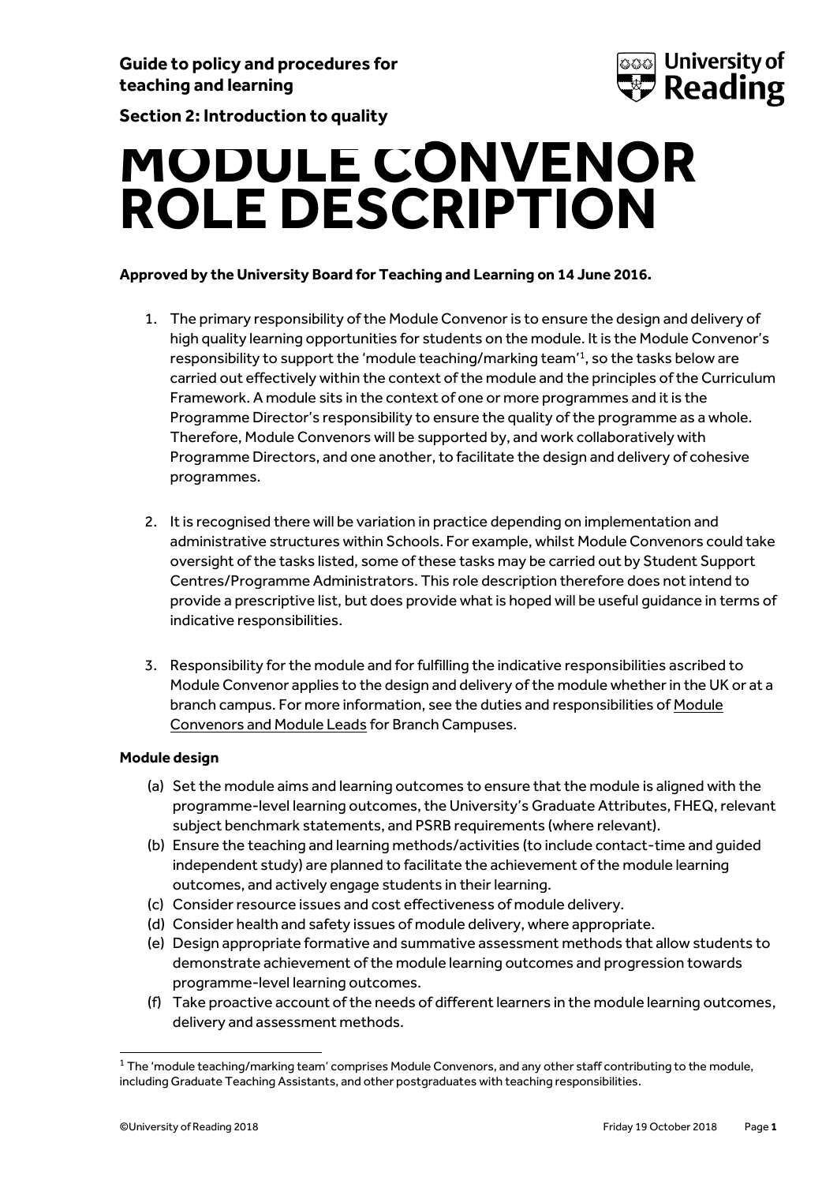**Guide to policy and procedures for teaching and learning**

**Section 2: Introduction to quality**

# MODULE CONVENOR ROLE DESCRIPTION

**Approved by the University Board for Teaching and Learning on 14 June 2016.**

1. The primary responsibility of the Module Convenor is to ensure the design and delivery of high quality learning opportunities for students on the module. It is the Module Convenor's responsibility to support the 'module teaching/marking team'[1], so the tasks below are carried out effectively within the context of the module and the principles of the Curriculum Framework. A module sits in the context of one or more programmes and it is the Programme Director's responsibility to ensure the quality of the programme as a whole. Therefore, Module Convenors will be supported by, and work collaboratively with Programme Directors, and one another, to facilitate the design and delivery of cohesive programmes.

2. It is recognised there will be variation in practice depending on implementation and administrative structures within Schools. For example, whilst Module Convenors could take oversight of the tasks listed, some of these tasks may be carried out by Student Support Centres/Programme Administrators. This role description therefore does not intend to provide a prescriptive list, but does provide what is hoped will be useful guidance in terms of indicative responsibilities.

3. Responsibility for the module and for fulfilling the indicative responsibilities ascribed to Module Convenor applies to the design and delivery of the module whether in the UK or at a branch campus. For more information, see the duties and responsibilities of Module Convenors and Module Leads for Branch Campuses.

**Module design**

(a) Set the module aims and learning outcomes to ensure that the module is aligned with the programme-level learning outcomes, the University's Graduate Attributes, FHEQ, relevant subject benchmark statements, and PSRB requirements (where relevant).

(b) Ensure the teaching and learning methods/activities (to include contact-time and guided independent study) are planned to facilitate the achievement of the module learning outcomes, and actively engage students in their learning.

(c) Consider resource issues and cost effectiveness of module delivery.

(d) Consider health and safety issues of module delivery, where appropriate.

(e) Design appropriate formative and summative assessment methods that allow students to demonstrate achievement of the module learning outcomes and progression towards programme-level learning outcomes.

(f) Take proactive account of the needs of different learners in the module learning outcomes, delivery and assessment methods.

---

[1] The 'module teaching/marking team' comprises Module Convenors, and any other staff contributing to the module, including Graduate Teaching Assistants, and other postgraduates with teaching responsibilities.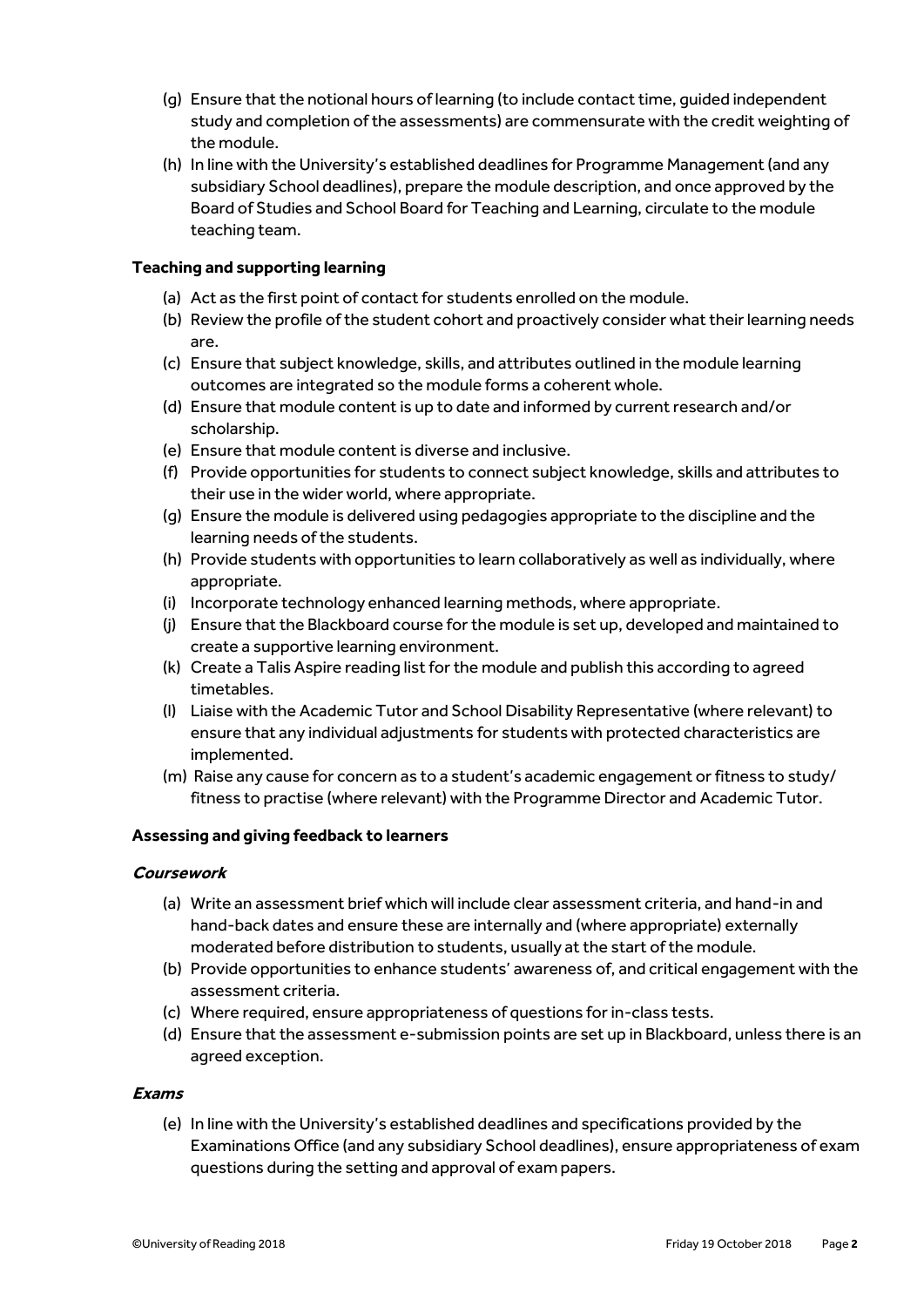(g) Ensure that the notional hours of learning (to include contact time, guided independent study and completion of the assessments) are commensurate with the credit weighting of the module.

(h) In line with the University's established deadlines for Programme Management (and any subsidiary School deadlines), prepare the module description, and once approved by the Board of Studies and School Board for Teaching and Learning, circulate to the module teaching team.

**Teaching and supporting learning**

(a) Act as the first point of contact for students enrolled on the module.

(b) Review the profile of the student cohort and proactively consider what their learning needs are.

(c) Ensure that subject knowledge, skills, and attributes outlined in the module learning outcomes are integrated so the module forms a coherent whole.

(d) Ensure that module content is up to date and informed by current research and/or scholarship.

(e) Ensure that module content is diverse and inclusive.

(f) Provide opportunities for students to connect subject knowledge, skills and attributes to their use in the wider world, where appropriate.

(g) Ensure the module is delivered using pedagogies appropriate to the discipline and the learning needs of the students.

(h) Provide students with opportunities to learn collaboratively as well as individually, where appropriate.

(i) Incorporate technology enhanced learning methods, where appropriate.

(j) Ensure that the Blackboard course for the module is set up, developed and maintained to create a supportive learning environment.

(k) Create a Talis Aspire reading list for the module and publish this according to agreed timetables.

(l) Liaise with the Academic Tutor and School Disability Representative (where relevant) to ensure that any individual adjustments for students with protected characteristics are implemented.

(m) Raise any cause for concern as to a student's academic engagement or fitness to study/ fitness to practise (where relevant) with the Programme Director and Academic Tutor.

**Assessing and giving feedback to learners**

***Coursework***

(a) Write an assessment brief which will include clear assessment criteria, and hand-in and hand-back dates and ensure these are internally and (where appropriate) externally moderated before distribution to students, usually at the start of the module.

(b) Provide opportunities to enhance students' awareness of, and critical engagement with the assessment criteria.

(c) Where required, ensure appropriateness of questions for in-class tests.

(d) Ensure that the assessment e-submission points are set up in Blackboard, unless there is an agreed exception.

***Exams***

(e) In line with the University's established deadlines and specifications provided by the Examinations Office (and any subsidiary School deadlines), ensure appropriateness of exam questions during the setting and approval of exam papers.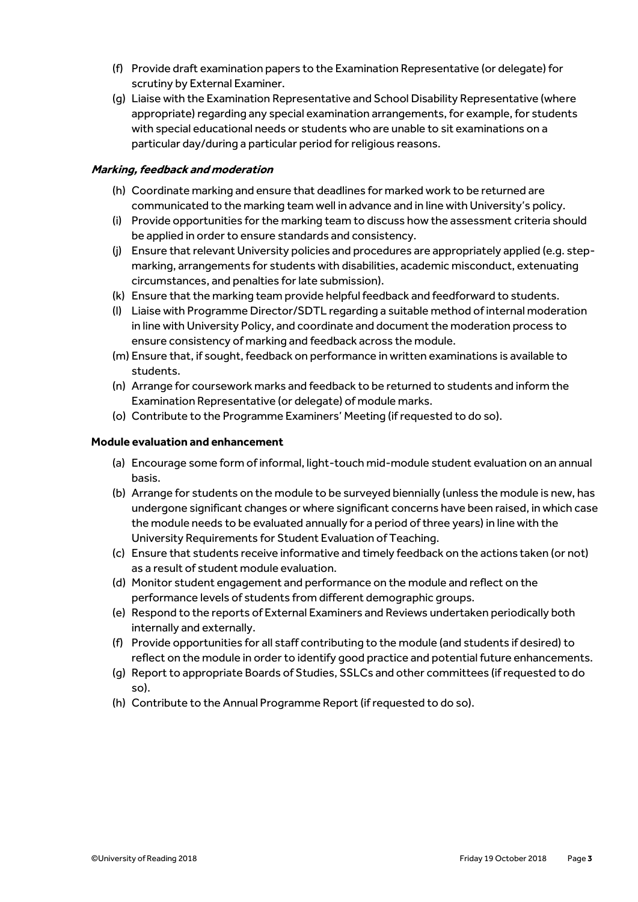(f) Provide draft examination papers to the Examination Representative (or delegate) for scrutiny by External Examiner.

(g) Liaise with the Examination Representative and School Disability Representative (where appropriate) regarding any special examination arrangements, for example, for students with special educational needs or students who are unable to sit examinations on a particular day/during a particular period for religious reasons.

***Marking, feedback and moderation***

(h) Coordinate marking and ensure that deadlines for marked work to be returned are communicated to the marking team well in advance and in line with University's policy.

(i) Provide opportunities for the marking team to discuss how the assessment criteria should be applied in order to ensure standards and consistency.

(j) Ensure that relevant University policies and procedures are appropriately applied (e.g. step-marking, arrangements for students with disabilities, academic misconduct, extenuating circumstances, and penalties for late submission).

(k) Ensure that the marking team provide helpful feedback and feedforward to students.

(l) Liaise with Programme Director/SDTL regarding a suitable method of internal moderation in line with University Policy, and coordinate and document the moderation process to ensure consistency of marking and feedback across the module.

(m) Ensure that, if sought, feedback on performance in written examinations is available to students.

(n) Arrange for coursework marks and feedback to be returned to students and inform the Examination Representative (or delegate) of module marks.

(o) Contribute to the Programme Examiners' Meeting (if requested to do so).

**Module evaluation and enhancement**

(a) Encourage some form of informal, light-touch mid-module student evaluation on an annual basis.

(b) Arrange for students on the module to be surveyed biennially (unless the module is new, has undergone significant changes or where significant concerns have been raised, in which case the module needs to be evaluated annually for a period of three years) in line with the University Requirements for Student Evaluation of Teaching.

(c) Ensure that students receive informative and timely feedback on the actions taken (or not) as a result of student module evaluation.

(d) Monitor student engagement and performance on the module and reflect on the performance levels of students from different demographic groups.

(e) Respond to the reports of External Examiners and Reviews undertaken periodically both internally and externally.

(f) Provide opportunities for all staff contributing to the module (and students if desired) to reflect on the module in order to identify good practice and potential future enhancements.

(g) Report to appropriate Boards of Studies, SSLCs and other committees (if requested to do so).

(h) Contribute to the Annual Programme Report (if requested to do so).